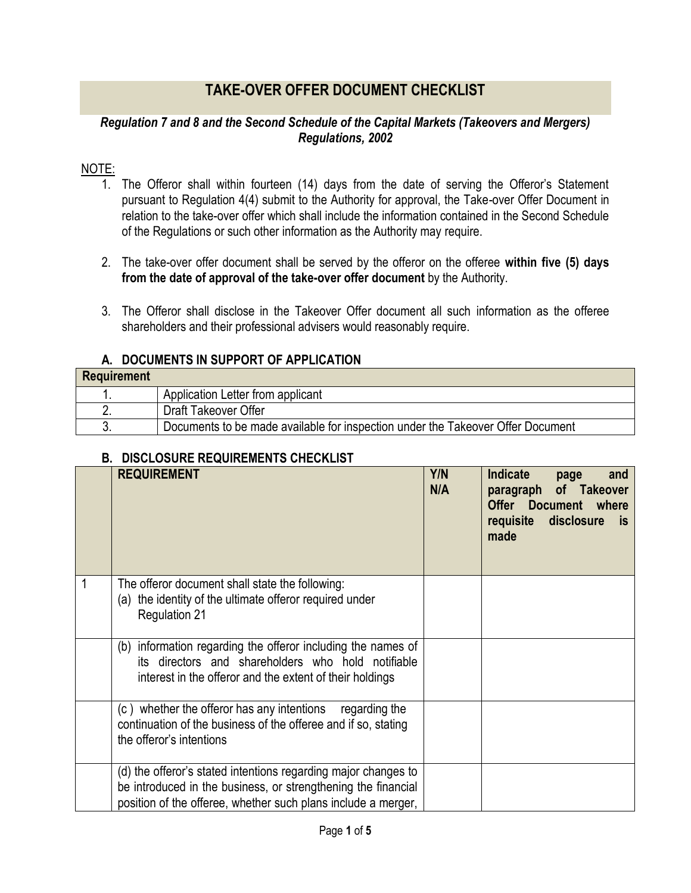# TAKE-OVER OFFER DOCUMENT CHECKLIST

***Regulation 7 and 8 and the Second Schedule of the Capital Markets (Takeovers and Mergers) Regulations, 2002***

NOTE:

1. The Offeror shall within fourteen (14) days from the date of serving the Offeror's Statement pursuant to Regulation 4(4) submit to the Authority for approval, the Take-over Offer Document in relation to the take-over offer which shall include the information contained in the Second Schedule of the Regulations or such other information as the Authority may require.

2. The take-over offer document shall be served by the offeror on the offeree **within five (5) days from the date of approval of the take-over offer document** by the Authority.

3. The Offeror shall disclose in the Takeover Offer document all such information as the offeree shareholders and their professional advisers would reasonably require.

## A. DOCUMENTS IN SUPPORT OF APPLICATION

| Requirement | |
|---|---|
| 1. | Application Letter from applicant |
| 2. | Draft Takeover Offer |
| 3. | Documents to be made available for inspection under the Takeover Offer Document |

## B. DISCLOSURE REQUIREMENTS CHECKLIST

| | REQUIREMENT | Y/N N/A | Indicate page and paragraph of Takeover Offer Document where requisite disclosure is made |
|---|---|---|---|
| 1 | The offeror document shall state the following: (a) the identity of the ultimate offeror required under Regulation 21 | | |
| | (b) information regarding the offeror including the names of its directors and shareholders who hold notifiable interest in the offeror and the extent of their holdings | | |
| | (c) whether the offeror has any intentions regarding the continuation of the business of the offeree and if so, stating the offeror's intentions | | |
| | (d) the offeror's stated intentions regarding major changes to be introduced in the business, or strengthening the financial position of the offeree, whether such plans include a merger, | | |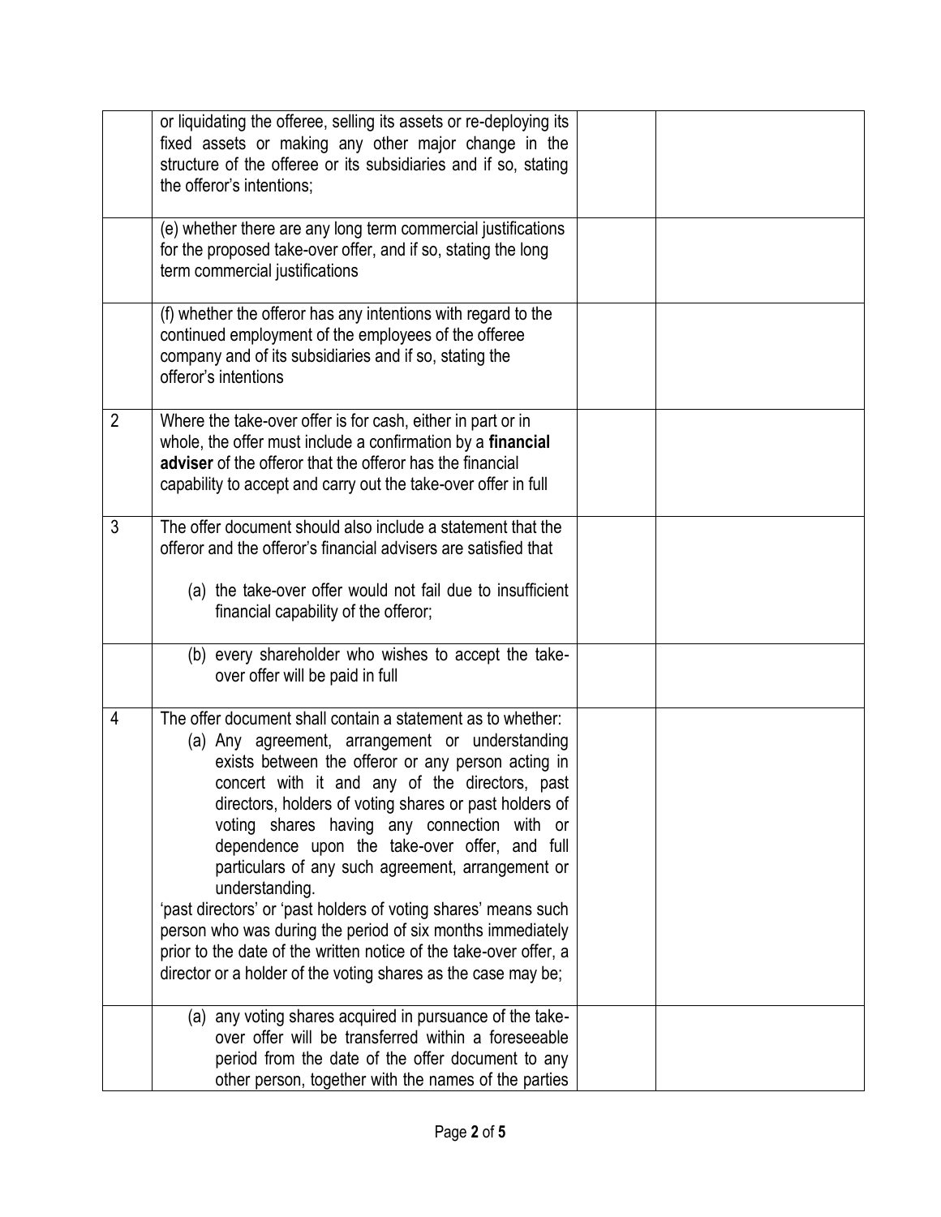| | | | |
|---|---|---|---|
| | or liquidating the offeree, selling its assets or re-deploying its fixed assets or making any other major change in the structure of the offeree or its subsidiaries and if so, stating the offeror's intentions; | | |
| | (e) whether there are any long term commercial justifications for the proposed take-over offer, and if so, stating the long term commercial justifications | | |
| | (f) whether the offeror has any intentions with regard to the continued employment of the employees of the offeree company and of its subsidiaries and if so, stating the offeror's intentions | | |
| 2 | Where the take-over offer is for cash, either in part or in whole, the offer must include a confirmation by a **financial adviser** of the offeror that the offeror has the financial capability to accept and carry out the take-over offer in full | | |
| 3 | The offer document should also include a statement that the offeror and the offeror's financial advisers are satisfied that<br><br>(a) the take-over offer would not fail due to insufficient financial capability of the offeror; | | |
| | (b) every shareholder who wishes to accept the take-over offer will be paid in full | | |
| 4 | The offer document shall contain a statement as to whether:<br>(a) Any agreement, arrangement or understanding exists between the offeror or any person acting in concert with it and any of the directors, past directors, holders of voting shares or past holders of voting shares having any connection with or dependence upon the take-over offer, and full particulars of any such agreement, arrangement or understanding.<br>'past directors' or 'past holders of voting shares' means such person who was during the period of six months immediately prior to the date of the written notice of the take-over offer, a director or a holder of the voting shares as the case may be; | | |
| | (a) any voting shares acquired in pursuance of the take-over offer will be transferred within a foreseeable period from the date of the offer document to any other person, together with the names of the parties | | |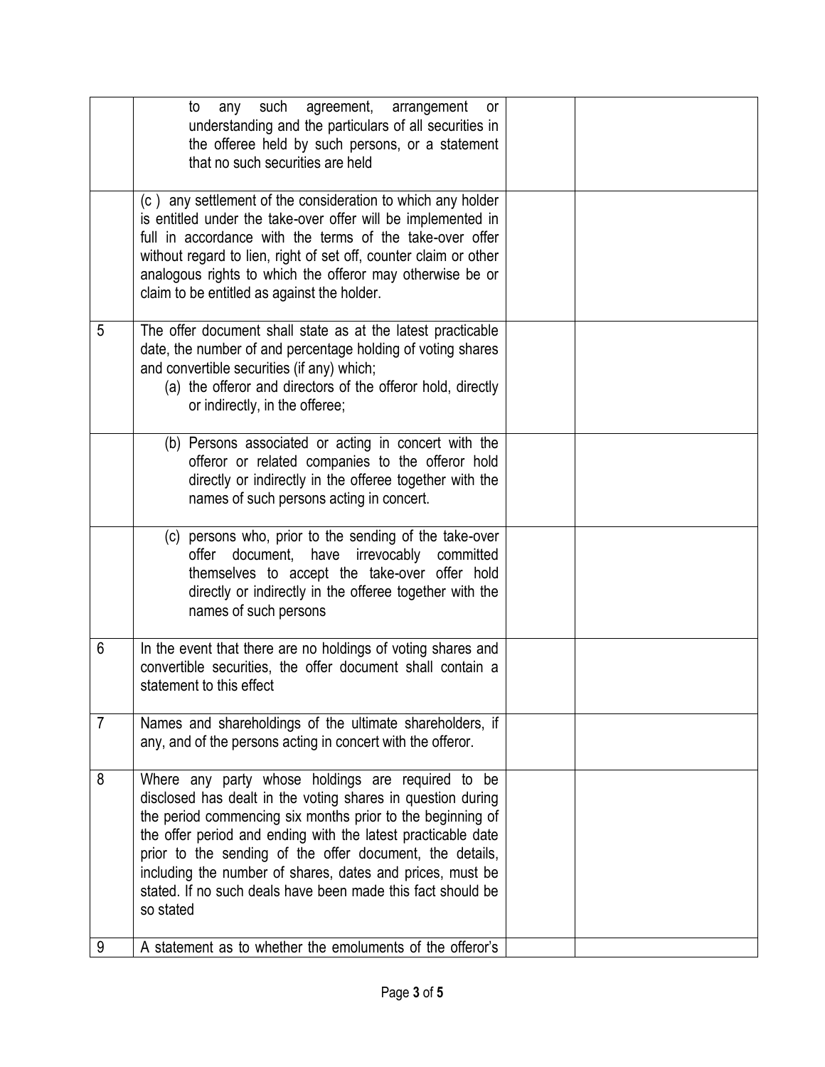| | | | |
|---|---|---|---|
| | to any such agreement, arrangement or understanding and the particulars of all securities in the offeree held by such persons, or a statement that no such securities are held | | |
| | (c ) any settlement of the consideration to which any holder is entitled under the take-over offer will be implemented in full in accordance with the terms of the take-over offer without regard to lien, right of set off, counter claim or other analogous rights to which the offeror may otherwise be or claim to be entitled as against the holder. | | |
| 5 | The offer document shall state as at the latest practicable date, the number of and percentage holding of voting shares and convertible securities (if any) which;<br>(a) the offeror and directors of the offeror hold, directly or indirectly, in the offeree; | | |
| | (b) Persons associated or acting in concert with the offeror or related companies to the offeror hold directly or indirectly in the offeree together with the names of such persons acting in concert. | | |
| | (c) persons who, prior to the sending of the take-over offer document, have irrevocably committed themselves to accept the take-over offer hold directly or indirectly in the offeree together with the names of such persons | | |
| 6 | In the event that there are no holdings of voting shares and convertible securities, the offer document shall contain a statement to this effect | | |
| 7 | Names and shareholdings of the ultimate shareholders, if any, and of the persons acting in concert with the offeror. | | |
| 8 | Where any party whose holdings are required to be disclosed has dealt in the voting shares in question during the period commencing six months prior to the beginning of the offer period and ending with the latest practicable date prior to the sending of the offer document, the details, including the number of shares, dates and prices, must be stated. If no such deals have been made this fact should be so stated | | |
| 9 | A statement as to whether the emoluments of the offeror's | | |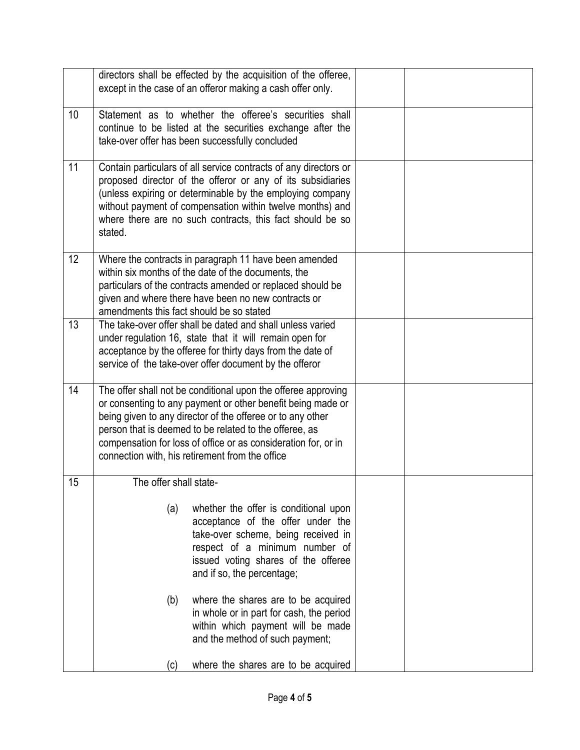| | | | |
|---|---|---|---|
| | directors shall be effected by the acquisition of the offeree, except in the case of an offeror making a cash offer only. | | |
| 10 | Statement as to whether the offeree's securities shall continue to be listed at the securities exchange after the take-over offer has been successfully concluded | | |
| 11 | Contain particulars of all service contracts of any directors or proposed director of the offeror or any of its subsidiaries (unless expiring or determinable by the employing company without payment of compensation within twelve months) and where there are no such contracts, this fact should be so stated. | | |
| 12 | Where the contracts in paragraph 11 have been amended within six months of the date of the documents, the particulars of the contracts amended or replaced should be given and where there have been no new contracts or amendments this fact should be so stated | | |
| 13 | The take-over offer shall be dated and shall unless varied under regulation 16, state that it will remain open for acceptance by the offeree for thirty days from the date of service of the take-over offer document by the offeror | | |
| 14 | The offer shall not be conditional upon the offeree approving or consenting to any payment or other benefit being made or being given to any director of the offeree or to any other person that is deemed to be related to the offeree, as compensation for loss of office or as consideration for, or in connection with, his retirement from the office | | |
| 15 | The offer shall state-<br><br>(a) whether the offer is conditional upon acceptance of the offer under the take-over scheme, being received in respect of a minimum number of issued voting shares of the offeree and if so, the percentage;<br><br>(b) where the shares are to be acquired in whole or in part for cash, the period within which payment will be made and the method of such payment;<br><br>(c) where the shares are to be acquired | | |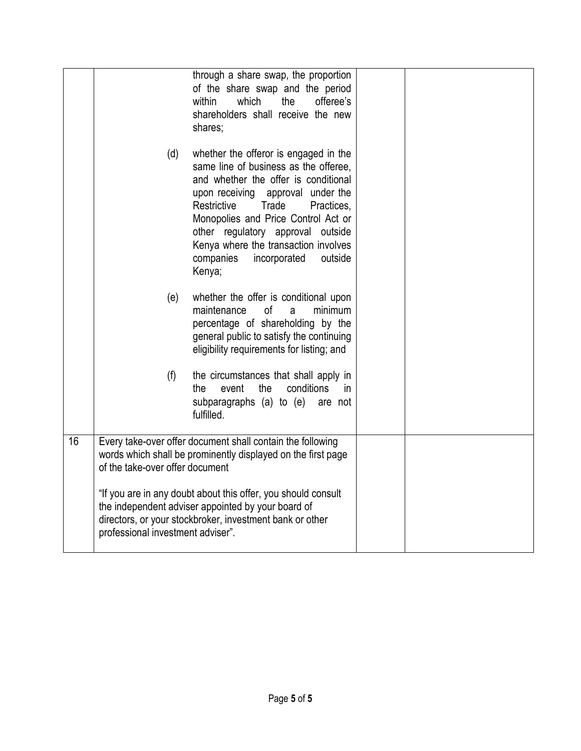| | | | |
|---|---|---|---|
| | through a share swap, the proportion of the share swap and the period within which the offeree's shareholders shall receive the new shares;<br><br>(d) whether the offeror is engaged in the same line of business as the offeree, and whether the offer is conditional upon receiving approval under the Restrictive Trade Practices, Monopolies and Price Control Act or other regulatory approval outside Kenya where the transaction involves companies incorporated outside Kenya;<br><br>(e) whether the offer is conditional upon maintenance of a minimum percentage of shareholding by the general public to satisfy the continuing eligibility requirements for listing; and<br><br>(f) the circumstances that shall apply in the event the conditions in subparagraphs (a) to (e) are not fulfilled. | | |
| 16 | Every take-over offer document shall contain the following words which shall be prominently displayed on the first page of the take-over offer document<br><br>"If you are in any doubt about this offer, you should consult the independent adviser appointed by your board of directors, or your stockbroker, investment bank or other professional investment adviser". | | |